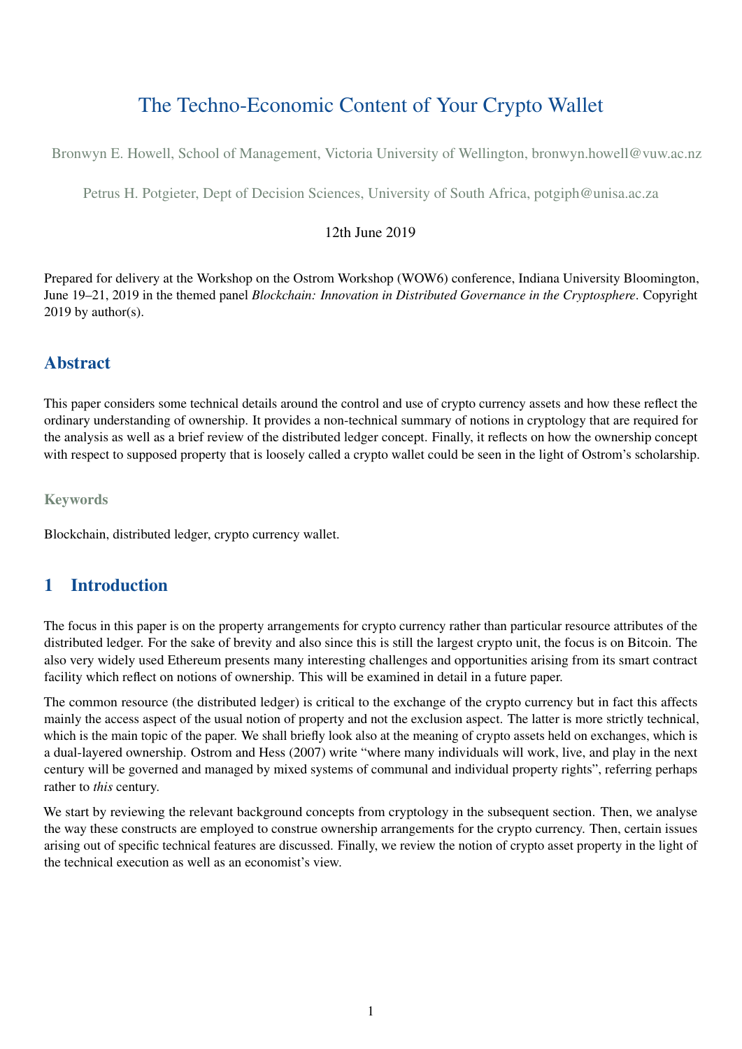# The Techno-Economic Content of Your Crypto Wallet

Bronwyn E. Howell, School of Management, Victoria University of Wellington, bronwyn.howell@vuw.ac.nz

Petrus H. Potgieter, Dept of Decision Sciences, University of South Africa, potgiph@unisa.ac.za

12th June 2019

Prepared for delivery at the Workshop on the Ostrom Workshop (WOW6) conference, Indiana University Bloomington, June 19–21, 2019 in the themed panel *Blockchain: Innovation in Distributed Governance in the Cryptosphere*. Copyright 2019 by author(s).

## Abstract

This paper considers some technical details around the control and use of crypto currency assets and how these reflect the ordinary understanding of ownership. It provides a non-technical summary of notions in cryptology that are required for the analysis as well as a brief review of the distributed ledger concept. Finally, it reflects on how the ownership concept with respect to supposed property that is loosely called a crypto wallet could be seen in the light of Ostrom's scholarship.

### Keywords

Blockchain, distributed ledger, crypto currency wallet.

## 1 Introduction

The focus in this paper is on the property arrangements for crypto currency rather than particular resource attributes of the distributed ledger. For the sake of brevity and also since this is still the largest crypto unit, the focus is on Bitcoin. The also very widely used Ethereum presents many interesting challenges and opportunities arising from its smart contract facility which reflect on notions of ownership. This will be examined in detail in a future paper.

The common resource (the distributed ledger) is critical to the exchange of the crypto currency but in fact this affects mainly the access aspect of the usual notion of property and not the exclusion aspect. The latter is more strictly technical, which is the main topic of the paper. We shall briefly look also at the meaning of crypto assets held on exchanges, which is a dual-layered ownership. Ostrom and Hess (2007) write "where many individuals will work, live, and play in the next century will be governed and managed by mixed systems of communal and individual property rights", referring perhaps rather to *this* century.

We start by reviewing the relevant background concepts from cryptology in the subsequent section. Then, we analyse the way these constructs are employed to construe ownership arrangements for the crypto currency. Then, certain issues arising out of specific technical features are discussed. Finally, we review the notion of crypto asset property in the light of the technical execution as well as an economist's view.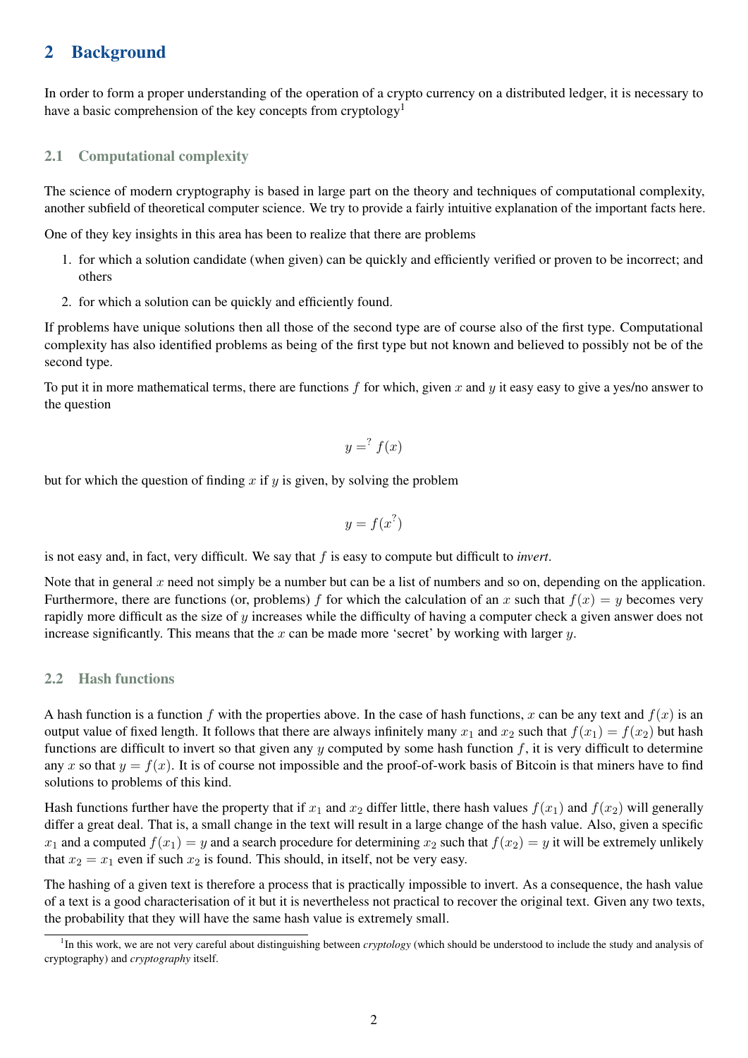## 2 Background

In order to form a proper understanding of the operation of a crypto currency on a distributed ledger, it is necessary to have a basic comprehension of the key concepts from cryptology[1]

### 2.1 Computational complexity

The science of modern cryptography is based in large part on the theory and techniques of computational complexity, another subfield of theoretical computer science. We try to provide a fairly intuitive explanation of the important facts here.

One of they key insights in this area has been to realize that there are problems

1. for which a solution candidate (when given) can be quickly and efficiently verified or proven to be incorrect; and others
2. for which a solution can be quickly and efficiently found.

If problems have unique solutions then all those of the second type are of course also of the first type. Computational complexity has also identified problems as being of the first type but not known and believed to possibly not be of the second type.

To put it in more mathematical terms, there are functions $f$ for which, given $x$ and $y$ it easy easy to give a yes/no answer to the question

$$y =^? f(x)$$

but for which the question of finding $x$ if $y$ is given, by solving the problem

$$y = f(x^?)$$

is not easy and, in fact, very difficult. We say that $f$ is easy to compute but difficult to *invert*.

Note that in general $x$ need not simply be a number but can be a list of numbers and so on, depending on the application. Furthermore, there are functions (or, problems) $f$ for which the calculation of an $x$ such that $f(x) = y$ becomes very rapidly more difficult as the size of $y$ increases while the difficulty of having a computer check a given answer does not increase significantly. This means that the $x$ can be made more 'secret' by working with larger $y$.

### 2.2 Hash functions

A hash function is a function $f$ with the properties above. In the case of hash functions, $x$ can be any text and $f(x)$ is an output value of fixed length. It follows that there are always infinitely many $x_1$ and $x_2$ such that $f(x_1) = f(x_2)$ but hash functions are difficult to invert so that given any $y$ computed by some hash function $f$, it is very difficult to determine any $x$ so that $y = f(x)$. It is of course not impossible and the proof-of-work basis of Bitcoin is that miners have to find solutions to problems of this kind.

Hash functions further have the property that if $x_1$ and $x_2$ differ little, there hash values $f(x_1)$ and $f(x_2)$ will generally differ a great deal. That is, a small change in the text will result in a large change of the hash value. Also, given a specific $x_1$ and a computed $f(x_1) = y$ and a search procedure for determining $x_2$ such that $f(x_2) = y$ it will be extremely unlikely that $x_2 = x_1$ even if such $x_2$ is found. This should, in itself, not be very easy.

The hashing of a given text is therefore a process that is practically impossible to invert. As a consequence, the hash value of a text is a good characterisation of it but it is nevertheless not practical to recover the original text. Given any two texts, the probability that they will have the same hash value is extremely small.

[1] In this work, we are not very careful about distinguishing between *cryptology* (which should be understood to include the study and analysis of cryptography) and *cryptography* itself.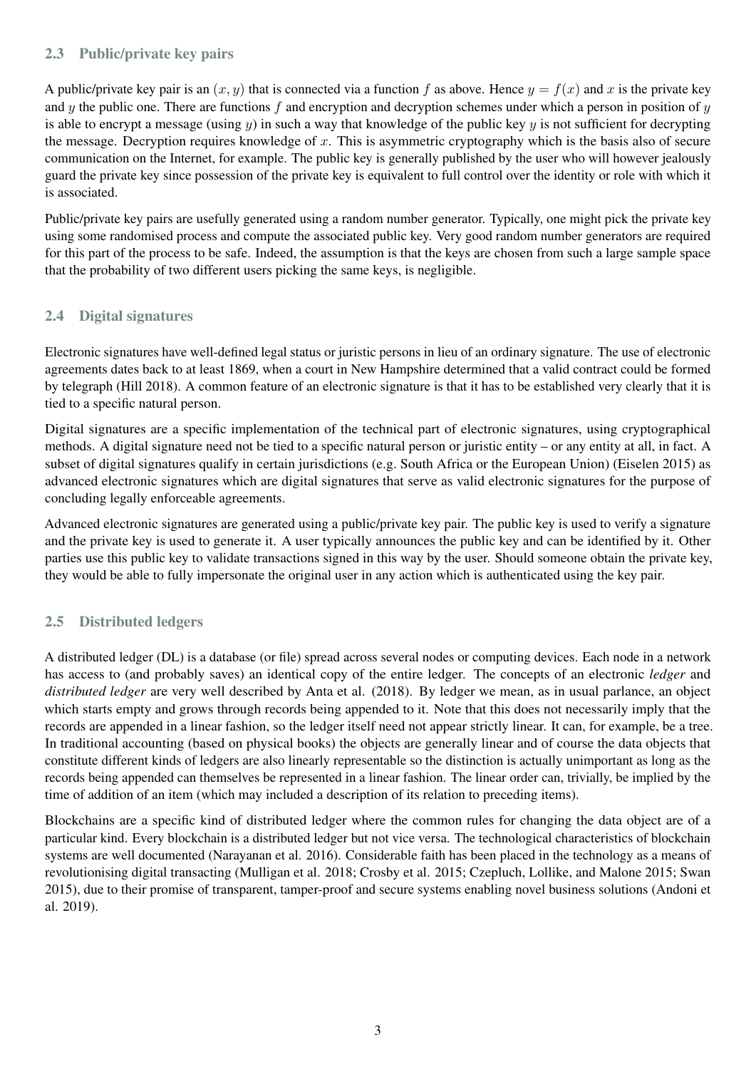### 2.3 Public/private key pairs

A public/private key pair is an $(x, y)$ that is connected via a function $f$ as above. Hence $y = f(x)$ and $x$ is the private key and $y$ the public one. There are functions $f$ and encryption and decryption schemes under which a person in position of $y$ is able to encrypt a message (using $y$) in such a way that knowledge of the public key $y$ is not sufficient for decrypting the message. Decryption requires knowledge of $x$. This is asymmetric cryptography which is the basis also of secure communication on the Internet, for example. The public key is generally published by the user who will however jealously guard the private key since possession of the private key is equivalent to full control over the identity or role with which it is associated.

Public/private key pairs are usefully generated using a random number generator. Typically, one might pick the private key using some randomised process and compute the associated public key. Very good random number generators are required for this part of the process to be safe. Indeed, the assumption is that the keys are chosen from such a large sample space that the probability of two different users picking the same keys, is negligible.

### 2.4 Digital signatures

Electronic signatures have well-defined legal status or juristic persons in lieu of an ordinary signature. The use of electronic agreements dates back to at least 1869, when a court in New Hampshire determined that a valid contract could be formed by telegraph (Hill 2018). A common feature of an electronic signature is that it has to be established very clearly that it is tied to a specific natural person.

Digital signatures are a specific implementation of the technical part of electronic signatures, using cryptographical methods. A digital signature need not be tied to a specific natural person or juristic entity – or any entity at all, in fact. A subset of digital signatures qualify in certain jurisdictions (e.g. South Africa or the European Union) (Eiselen 2015) as advanced electronic signatures which are digital signatures that serve as valid electronic signatures for the purpose of concluding legally enforceable agreements.

Advanced electronic signatures are generated using a public/private key pair. The public key is used to verify a signature and the private key is used to generate it. A user typically announces the public key and can be identified by it. Other parties use this public key to validate transactions signed in this way by the user. Should someone obtain the private key, they would be able to fully impersonate the original user in any action which is authenticated using the key pair.

### 2.5 Distributed ledgers

A distributed ledger (DL) is a database (or file) spread across several nodes or computing devices. Each node in a network has access to (and probably saves) an identical copy of the entire ledger. The concepts of an electronic *ledger* and *distributed ledger* are very well described by Anta et al. (2018). By ledger we mean, as in usual parlance, an object which starts empty and grows through records being appended to it. Note that this does not necessarily imply that the records are appended in a linear fashion, so the ledger itself need not appear strictly linear. It can, for example, be a tree. In traditional accounting (based on physical books) the objects are generally linear and of course the data objects that constitute different kinds of ledgers are also linearly representable so the distinction is actually unimportant as long as the records being appended can themselves be represented in a linear fashion. The linear order can, trivially, be implied by the time of addition of an item (which may included a description of its relation to preceding items).

Blockchains are a specific kind of distributed ledger where the common rules for changing the data object are of a particular kind. Every blockchain is a distributed ledger but not vice versa. The technological characteristics of blockchain systems are well documented (Narayanan et al. 2016). Considerable faith has been placed in the technology as a means of revolutionising digital transacting (Mulligan et al. 2018; Crosby et al. 2015; Czepluch, Lollike, and Malone 2015; Swan 2015), due to their promise of transparent, tamper-proof and secure systems enabling novel business solutions (Andoni et al. 2019).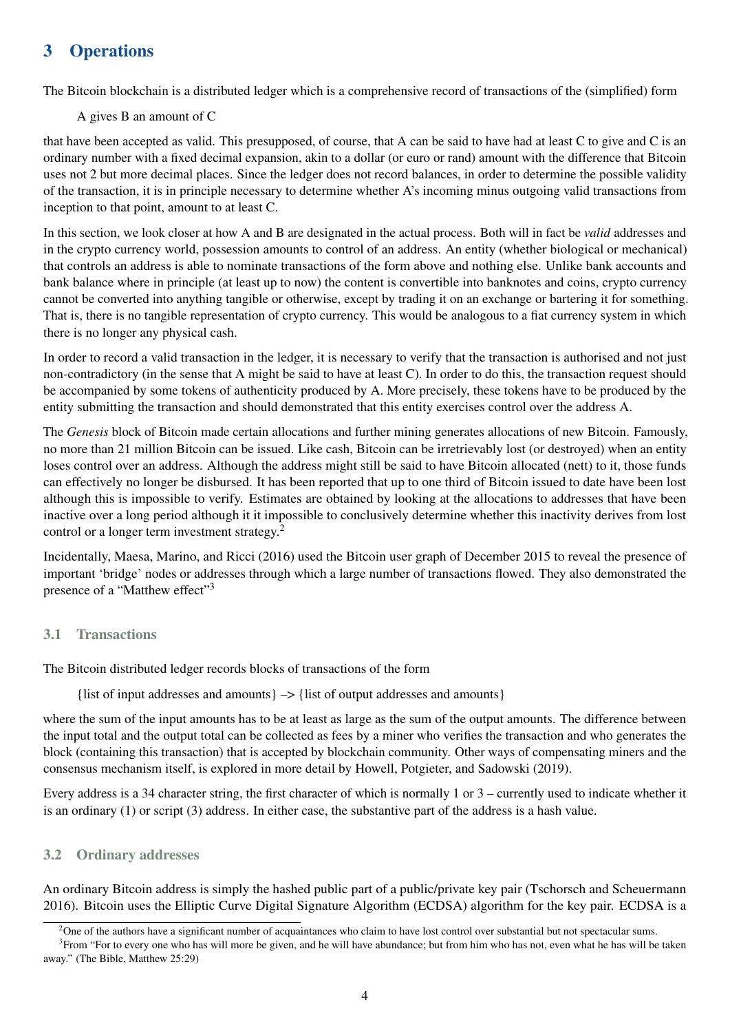## 3 Operations

The Bitcoin blockchain is a distributed ledger which is a comprehensive record of transactions of the (simplified) form

> A gives B an amount of C

that have been accepted as valid. This presupposed, of course, that A can be said to have had at least C to give and C is an ordinary number with a fixed decimal expansion, akin to a dollar (or euro or rand) amount with the difference that Bitcoin uses not 2 but more decimal places. Since the ledger does not record balances, in order to determine the possible validity of the transaction, it is in principle necessary to determine whether A's incoming minus outgoing valid transactions from inception to that point, amount to at least C.

In this section, we look closer at how A and B are designated in the actual process. Both will in fact be *valid* addresses and in the crypto currency world, possession amounts to control of an address. An entity (whether biological or mechanical) that controls an address is able to nominate transactions of the form above and nothing else. Unlike bank accounts and bank balance where in principle (at least up to now) the content is convertible into banknotes and coins, crypto currency cannot be converted into anything tangible or otherwise, except by trading it on an exchange or bartering it for something. That is, there is no tangible representation of crypto currency. This would be analogous to a fiat currency system in which there is no longer any physical cash.

In order to record a valid transaction in the ledger, it is necessary to verify that the transaction is authorised and not just non-contradictory (in the sense that A might be said to have at least C). In order to do this, the transaction request should be accompanied by some tokens of authenticity produced by A. More precisely, these tokens have to be produced by the entity submitting the transaction and should demonstrated that this entity exercises control over the address A.

The *Genesis* block of Bitcoin made certain allocations and further mining generates allocations of new Bitcoin. Famously, no more than 21 million Bitcoin can be issued. Like cash, Bitcoin can be irretrievably lost (or destroyed) when an entity loses control over an address. Although the address might still be said to have Bitcoin allocated (nett) to it, those funds can effectively no longer be disbursed. It has been reported that up to one third of Bitcoin issued to date have been lost although this is impossible to verify. Estimates are obtained by looking at the allocations to addresses that have been inactive over a long period although it it impossible to conclusively determine whether this inactivity derives from lost control or a longer term investment strategy.[2]

Incidentally, Maesa, Marino, and Ricci (2016) used the Bitcoin user graph of December 2015 to reveal the presence of important 'bridge' nodes or addresses through which a large number of transactions flowed. They also demonstrated the presence of a "Matthew effect"[3]

### 3.1 Transactions

The Bitcoin distributed ledger records blocks of transactions of the form

> {list of input addresses and amounts} –> {list of output addresses and amounts}

where the sum of the input amounts has to be at least as large as the sum of the output amounts. The difference between the input total and the output total can be collected as fees by a miner who verifies the transaction and who generates the block (containing this transaction) that is accepted by blockchain community. Other ways of compensating miners and the consensus mechanism itself, is explored in more detail by Howell, Potgieter, and Sadowski (2019).

Every address is a 34 character string, the first character of which is normally 1 or 3 – currently used to indicate whether it is an ordinary (1) or script (3) address. In either case, the substantive part of the address is a hash value.

### 3.2 Ordinary addresses

An ordinary Bitcoin address is simply the hashed public part of a public/private key pair (Tschorsch and Scheuermann 2016). Bitcoin uses the Elliptic Curve Digital Signature Algorithm (ECDSA) algorithm for the key pair. ECDSA is a

---

[2] One of the authors have a significant number of acquaintances who claim to have lost control over substantial but not spectacular sums.

[3] From "For to every one who has will more be given, and he will have abundance; but from him who has not, even what he has will be taken away." (The Bible, Matthew 25:29)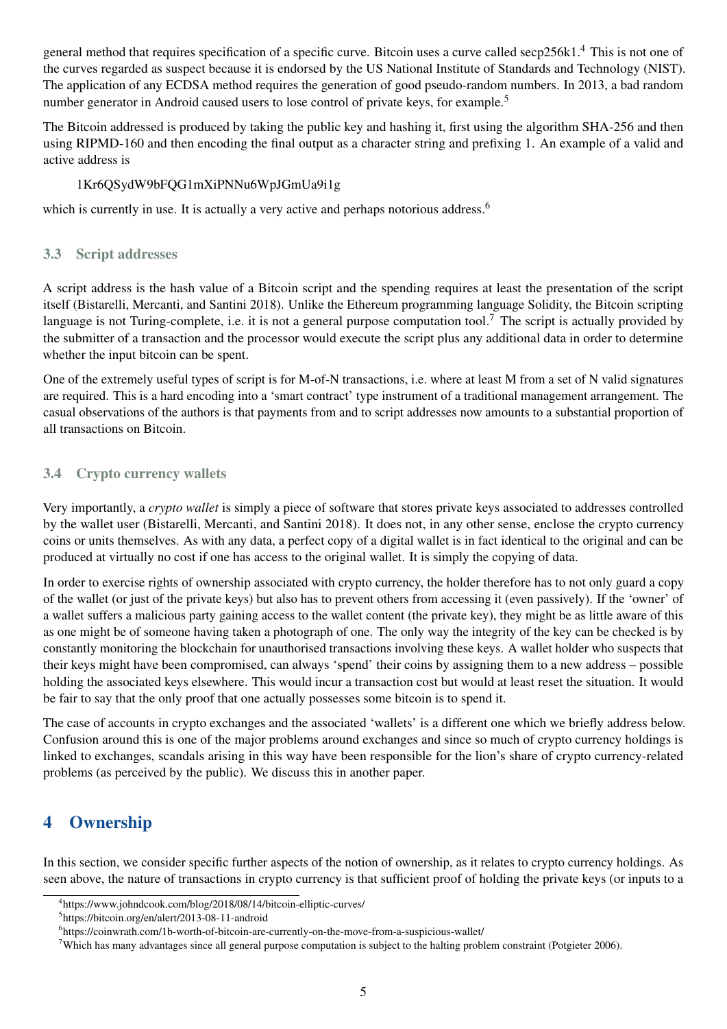general method that requires specification of a specific curve. Bitcoin uses a curve called secp256k1.[4] This is not one of the curves regarded as suspect because it is endorsed by the US National Institute of Standards and Technology (NIST). The application of any ECDSA method requires the generation of good pseudo-random numbers. In 2013, a bad random number generator in Android caused users to lose control of private keys, for example.[5]

The Bitcoin addressed is produced by taking the public key and hashing it, first using the algorithm SHA-256 and then using RIPMD-160 and then encoding the final output as a character string and prefixing 1. An example of a valid and active address is

1Kr6QSydW9bFQG1mXiPNNu6WpJGmUa9i1g

which is currently in use. It is actually a very active and perhaps notorious address.[6]

### 3.3 Script addresses

A script address is the hash value of a Bitcoin script and the spending requires at least the presentation of the script itself (Bistarelli, Mercanti, and Santini 2018). Unlike the Ethereum programming language Solidity, the Bitcoin scripting language is not Turing-complete, i.e. it is not a general purpose computation tool.[7] The script is actually provided by the submitter of a transaction and the processor would execute the script plus any additional data in order to determine whether the input bitcoin can be spent.

One of the extremely useful types of script is for M-of-N transactions, i.e. where at least M from a set of N valid signatures are required. This is a hard encoding into a 'smart contract' type instrument of a traditional management arrangement. The casual observations of the authors is that payments from and to script addresses now amounts to a substantial proportion of all transactions on Bitcoin.

### 3.4 Crypto currency wallets

Very importantly, a *crypto wallet* is simply a piece of software that stores private keys associated to addresses controlled by the wallet user (Bistarelli, Mercanti, and Santini 2018). It does not, in any other sense, enclose the crypto currency coins or units themselves. As with any data, a perfect copy of a digital wallet is in fact identical to the original and can be produced at virtually no cost if one has access to the original wallet. It is simply the copying of data.

In order to exercise rights of ownership associated with crypto currency, the holder therefore has to not only guard a copy of the wallet (or just of the private keys) but also has to prevent others from accessing it (even passively). If the 'owner' of a wallet suffers a malicious party gaining access to the wallet content (the private key), they might be as little aware of this as one might be of someone having taken a photograph of one. The only way the integrity of the key can be checked is by constantly monitoring the blockchain for unauthorised transactions involving these keys. A wallet holder who suspects that their keys might have been compromised, can always 'spend' their coins by assigning them to a new address – possible holding the associated keys elsewhere. This would incur a transaction cost but would at least reset the situation. It would be fair to say that the only proof that one actually possesses some bitcoin is to spend it.

The case of accounts in crypto exchanges and the associated 'wallets' is a different one which we briefly address below. Confusion around this is one of the major problems around exchanges and since so much of crypto currency holdings is linked to exchanges, scandals arising in this way have been responsible for the lion's share of crypto currency-related problems (as perceived by the public). We discuss this in another paper.

## 4 Ownership

In this section, we consider specific further aspects of the notion of ownership, as it relates to crypto currency holdings. As seen above, the nature of transactions in crypto currency is that sufficient proof of holding the private keys (or inputs to a

[4] https://www.johndcook.com/blog/2018/08/14/bitcoin-elliptic-curves/

[5] https://bitcoin.org/en/alert/2013-08-11-android

[6] https://coinwrath.com/1b-worth-of-bitcoin-are-currently-on-the-move-from-a-suspicious-wallet/

[7] Which has many advantages since all general purpose computation is subject to the halting problem constraint (Potgieter 2006).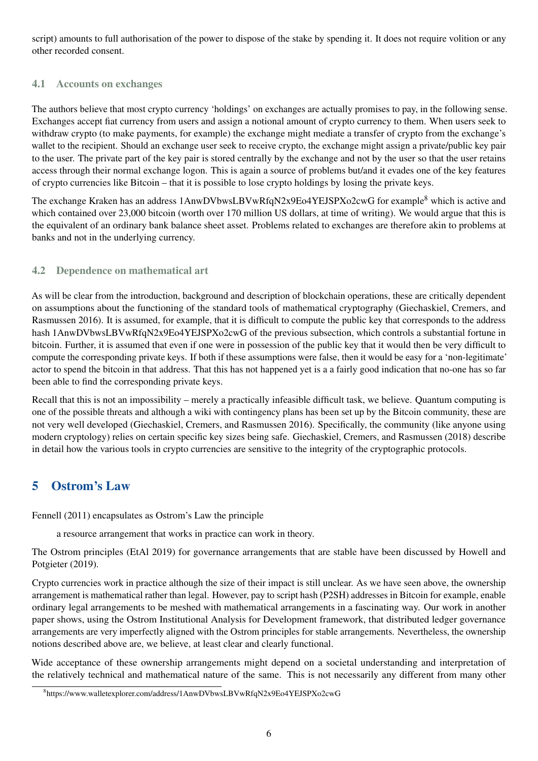script) amounts to full authorisation of the power to dispose of the stake by spending it. It does not require volition or any other recorded consent.

### 4.1 Accounts on exchanges

The authors believe that most crypto currency 'holdings' on exchanges are actually promises to pay, in the following sense. Exchanges accept fiat currency from users and assign a notional amount of crypto currency to them. When users seek to withdraw crypto (to make payments, for example) the exchange might mediate a transfer of crypto from the exchange's wallet to the recipient. Should an exchange user seek to receive crypto, the exchange might assign a private/public key pair to the user. The private part of the key pair is stored centrally by the exchange and not by the user so that the user retains access through their normal exchange logon. This is again a source of problems but/and it evades one of the key features of crypto currencies like Bitcoin – that it is possible to lose crypto holdings by losing the private keys.

The exchange Kraken has an address 1AnwDVbwsLBVwRfqN2x9Eo4YEJSPXo2cwG for example[8] which is active and which contained over 23,000 bitcoin (worth over 170 million US dollars, at time of writing). We would argue that this is the equivalent of an ordinary bank balance sheet asset. Problems related to exchanges are therefore akin to problems at banks and not in the underlying currency.

### 4.2 Dependence on mathematical art

As will be clear from the introduction, background and description of blockchain operations, these are critically dependent on assumptions about the functioning of the standard tools of mathematical cryptography (Giechaskiel, Cremers, and Rasmussen 2016). It is assumed, for example, that it is difficult to compute the public key that corresponds to the address hash 1AnwDVbwsLBVwRfqN2x9Eo4YEJSPXo2cwG of the previous subsection, which controls a substantial fortune in bitcoin. Further, it is assumed that even if one were in possession of the public key that it would then be very difficult to compute the corresponding private keys. If both if these assumptions were false, then it would be easy for a 'non-legitimate' actor to spend the bitcoin in that address. That this has not happened yet is a a fairly good indication that no-one has so far been able to find the corresponding private keys.

Recall that this is not an impossibility – merely a practically infeasible difficult task, we believe. Quantum computing is one of the possible threats and although a wiki with contingency plans has been set up by the Bitcoin community, these are not very well developed (Giechaskiel, Cremers, and Rasmussen 2016). Specifically, the community (like anyone using modern cryptology) relies on certain specific key sizes being safe. Giechaskiel, Cremers, and Rasmussen (2018) describe in detail how the various tools in crypto currencies are sensitive to the integrity of the cryptographic protocols.

## 5 Ostrom's Law

Fennell (2011) encapsulates as Ostrom's Law the principle

> a resource arrangement that works in practice can work in theory.

The Ostrom principles (EtAl 2019) for governance arrangements that are stable have been discussed by Howell and Potgieter (2019).

Crypto currencies work in practice although the size of their impact is still unclear. As we have seen above, the ownership arrangement is mathematical rather than legal. However, pay to script hash (P2SH) addresses in Bitcoin for example, enable ordinary legal arrangements to be meshed with mathematical arrangements in a fascinating way. Our work in another paper shows, using the Ostrom Institutional Analysis for Development framework, that distributed ledger governance arrangements are very imperfectly aligned with the Ostrom principles for stable arrangements. Nevertheless, the ownership notions described above are, we believe, at least clear and clearly functional.

Wide acceptance of these ownership arrangements might depend on a societal understanding and interpretation of the relatively technical and mathematical nature of the same. This is not necessarily any different from many other

[8] https://www.walletexplorer.com/address/1AnwDVbwsLBVwRfqN2x9Eo4YEJSPXo2cwG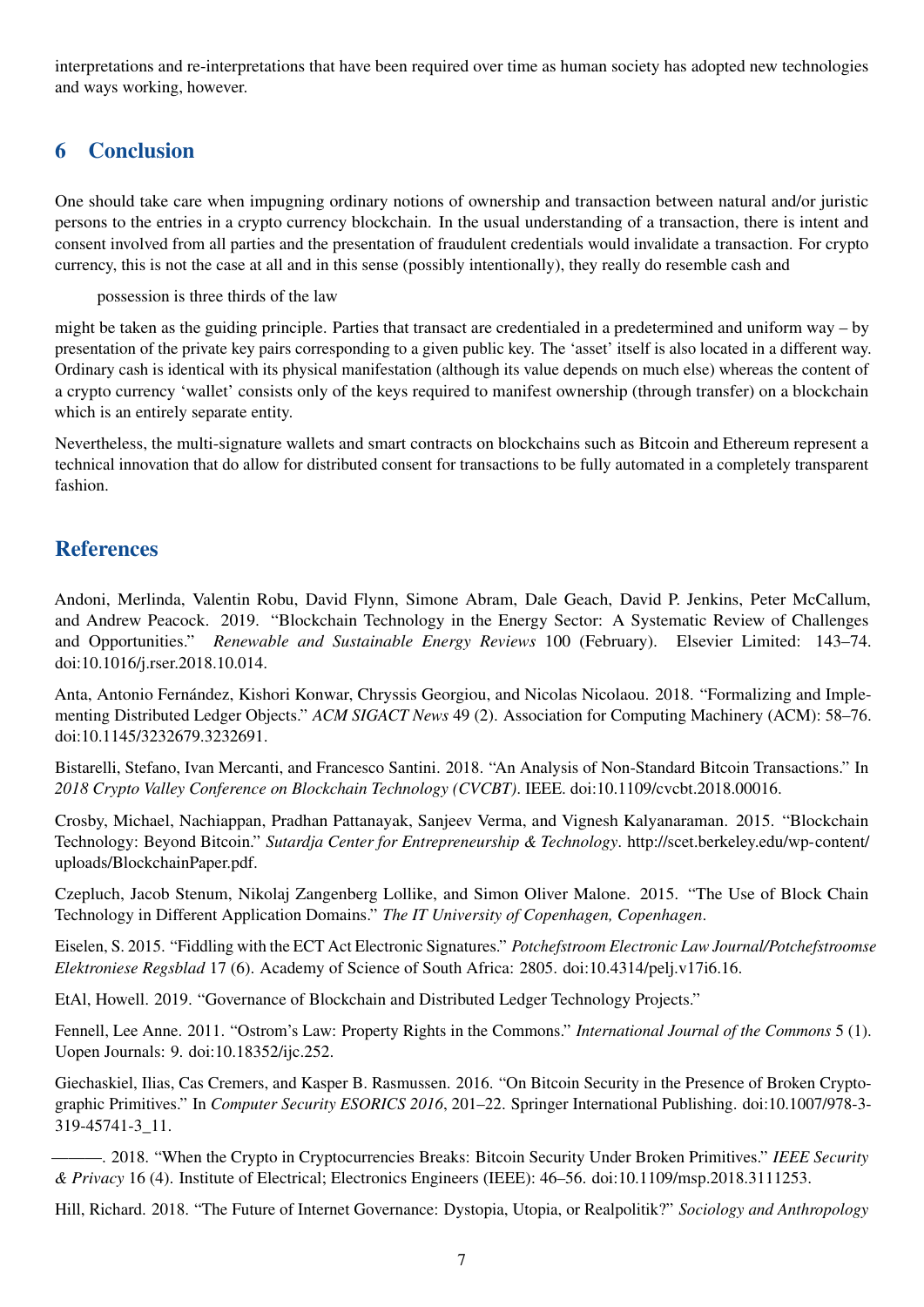interpretations and re-interpretations that have been required over time as human society has adopted new technologies and ways working, however.

## 6 Conclusion

One should take care when impugning ordinary notions of ownership and transaction between natural and/or juristic persons to the entries in a crypto currency blockchain. In the usual understanding of a transaction, there is intent and consent involved from all parties and the presentation of fraudulent credentials would invalidate a transaction. For crypto currency, this is not the case at all and in this sense (possibly intentionally), they really do resemble cash and

> possession is three thirds of the law

might be taken as the guiding principle. Parties that transact are credentialed in a predetermined and uniform way – by presentation of the private key pairs corresponding to a given public key. The 'asset' itself is also located in a different way. Ordinary cash is identical with its physical manifestation (although its value depends on much else) whereas the content of a crypto currency 'wallet' consists only of the keys required to manifest ownership (through transfer) on a blockchain which is an entirely separate entity.

Nevertheless, the multi-signature wallets and smart contracts on blockchains such as Bitcoin and Ethereum represent a technical innovation that do allow for distributed consent for transactions to be fully automated in a completely transparent fashion.

## References

Andoni, Merlinda, Valentin Robu, David Flynn, Simone Abram, Dale Geach, David P. Jenkins, Peter McCallum, and Andrew Peacock. 2019. "Blockchain Technology in the Energy Sector: A Systematic Review of Challenges and Opportunities." *Renewable and Sustainable Energy Reviews* 100 (February). Elsevier Limited: 143–74. doi:10.1016/j.rser.2018.10.014.

Anta, Antonio Fernández, Kishori Konwar, Chryssis Georgiou, and Nicolas Nicolaou. 2018. "Formalizing and Implementing Distributed Ledger Objects." *ACM SIGACT News* 49 (2). Association for Computing Machinery (ACM): 58–76. doi:10.1145/3232679.3232691.

Bistarelli, Stefano, Ivan Mercanti, and Francesco Santini. 2018. "An Analysis of Non-Standard Bitcoin Transactions." In *2018 Crypto Valley Conference on Blockchain Technology (CVCBT)*. IEEE. doi:10.1109/cvcbt.2018.00016.

Crosby, Michael, Nachiappan, Pradhan Pattanayak, Sanjeev Verma, and Vignesh Kalyanaraman. 2015. "Blockchain Technology: Beyond Bitcoin." *Sutardja Center for Entrepreneurship & Technology*. http://scet.berkeley.edu/wp-content/uploads/BlockchainPaper.pdf.

Czepluch, Jacob Stenum, Nikolaj Zangenberg Lollike, and Simon Oliver Malone. 2015. "The Use of Block Chain Technology in Different Application Domains." *The IT University of Copenhagen, Copenhagen*.

Eiselen, S. 2015. "Fiddling with the ECT Act Electronic Signatures." *Potchefstroom Electronic Law Journal/Potchefstroomse Elektroniese Regsblad* 17 (6). Academy of Science of South Africa: 2805. doi:10.4314/pelj.v17i6.16.

EtAl, Howell. 2019. "Governance of Blockchain and Distributed Ledger Technology Projects."

Fennell, Lee Anne. 2011. "Ostrom's Law: Property Rights in the Commons." *International Journal of the Commons* 5 (1). Uopen Journals: 9. doi:10.18352/ijc.252.

Giechaskiel, Ilias, Cas Cremers, and Kasper B. Rasmussen. 2016. "On Bitcoin Security in the Presence of Broken Cryptographic Primitives." In *Computer Security ESORICS 2016*, 201–22. Springer International Publishing. doi:10.1007/978-3-319-45741-3_11.

———. 2018. "When the Crypto in Cryptocurrencies Breaks: Bitcoin Security Under Broken Primitives." *IEEE Security & Privacy* 16 (4). Institute of Electrical; Electronics Engineers (IEEE): 46–56. doi:10.1109/msp.2018.3111253.

Hill, Richard. 2018. "The Future of Internet Governance: Dystopia, Utopia, or Realpolitik?" *Sociology and Anthropology*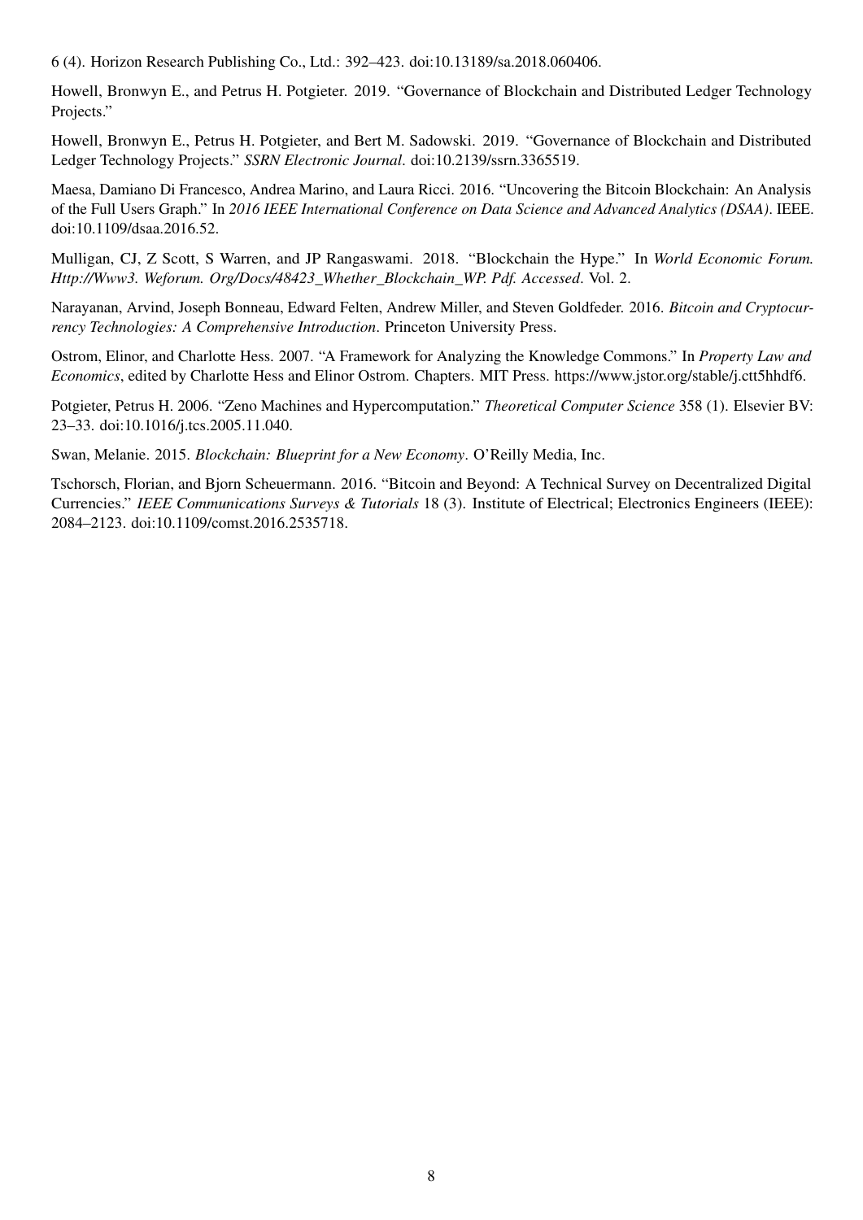6 (4). Horizon Research Publishing Co., Ltd.: 392–423. doi:10.13189/sa.2018.060406.

Howell, Bronwyn E., and Petrus H. Potgieter. 2019. "Governance of Blockchain and Distributed Ledger Technology Projects."

Howell, Bronwyn E., Petrus H. Potgieter, and Bert M. Sadowski. 2019. "Governance of Blockchain and Distributed Ledger Technology Projects." *SSRN Electronic Journal*. doi:10.2139/ssrn.3365519.

Maesa, Damiano Di Francesco, Andrea Marino, and Laura Ricci. 2016. "Uncovering the Bitcoin Blockchain: An Analysis of the Full Users Graph." In *2016 IEEE International Conference on Data Science and Advanced Analytics (DSAA)*. IEEE. doi:10.1109/dsaa.2016.52.

Mulligan, CJ, Z Scott, S Warren, and JP Rangaswami. 2018. "Blockchain the Hype." In *World Economic Forum. Http://Www3. Weforum. Org/Docs/48423_Whether_Blockchain_WP. Pdf. Accessed*. Vol. 2.

Narayanan, Arvind, Joseph Bonneau, Edward Felten, Andrew Miller, and Steven Goldfeder. 2016. *Bitcoin and Cryptocurrency Technologies: A Comprehensive Introduction*. Princeton University Press.

Ostrom, Elinor, and Charlotte Hess. 2007. "A Framework for Analyzing the Knowledge Commons." In *Property Law and Economics*, edited by Charlotte Hess and Elinor Ostrom. Chapters. MIT Press. https://www.jstor.org/stable/j.ctt5hhdf6.

Potgieter, Petrus H. 2006. "Zeno Machines and Hypercomputation." *Theoretical Computer Science* 358 (1). Elsevier BV: 23–33. doi:10.1016/j.tcs.2005.11.040.

Swan, Melanie. 2015. *Blockchain: Blueprint for a New Economy*. O'Reilly Media, Inc.

Tschorsch, Florian, and Bjorn Scheuermann. 2016. "Bitcoin and Beyond: A Technical Survey on Decentralized Digital Currencies." *IEEE Communications Surveys & Tutorials* 18 (3). Institute of Electrical; Electronics Engineers (IEEE): 2084–2123. doi:10.1109/comst.2016.2535718.